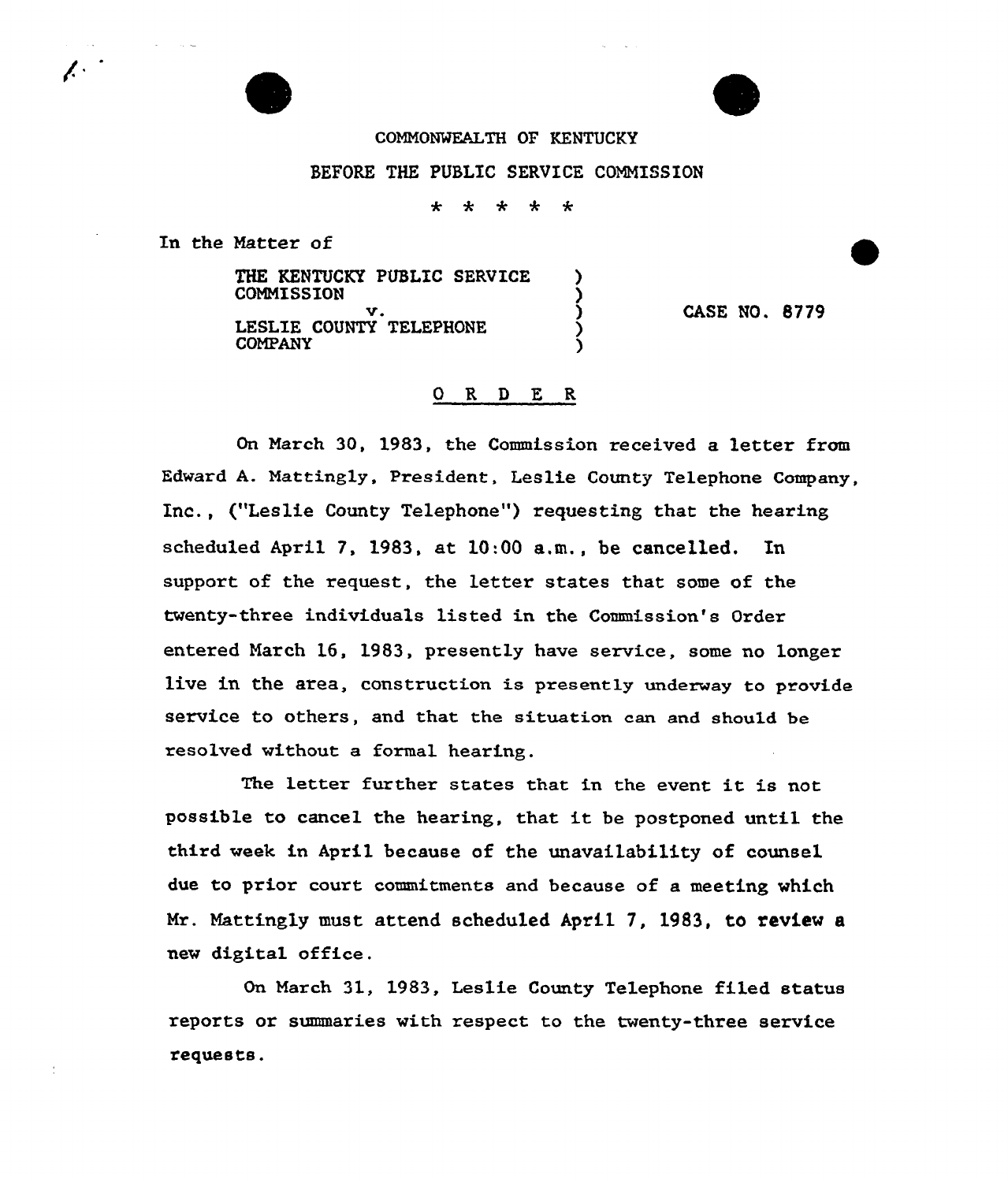COMMONWEALTH OF KENTUCKY

BEFORE THE PUBLIC SERVICE COMMISSION

\* \* \* \* \*

In the Matter of

| | | |
|---|---|---|
| THE KENTUCKY PUBLIC SERVICE COMMISSION v. LESLIE COUNTY TELEPHONE COMPANY | ) | CASE NO. 8779 |

O R D E R

On March 30, 1983, the Commission received a letter from Edward A. Mattingly, President, Leslie County Telephone Company, Inc., ("Leslie County Telephone") requesting that the hearing scheduled April 7, 1983, at 10:00 a.m., be cancelled. In support of the request, the letter states that some of the twenty-three individuals listed in the Commission's Order entered March 16, 1983, presently have service, some no longer live in the area, construction is presently underway to provide service to others, and that the situation can and should be resolved without a formal hearing.

The letter further states that in the event it is not possible to cancel the hearing, that it be postponed until the third week in April because of the unavailability of counsel due to prior court commitments and because of a meeting which Mr. Mattingly must attend scheduled April 7, 1983, to review a new digital office.

On March 31, 1983, Leslie County Telephone filed status reports or summaries with respect to the twenty-three service requests.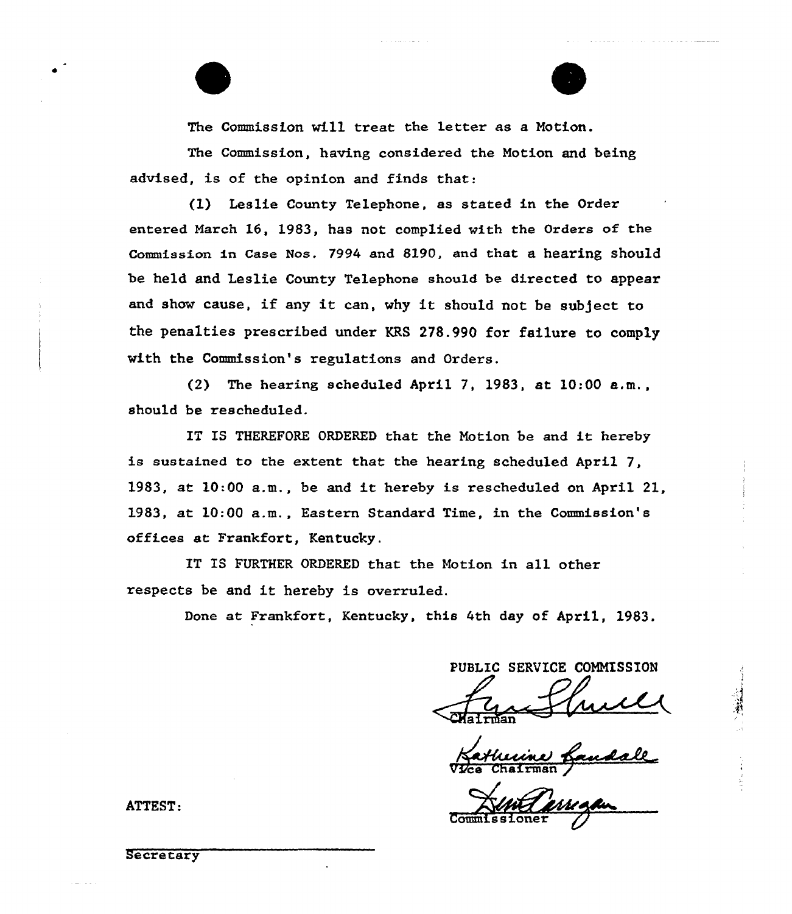The Commission will treat the letter as a Motion.

The Commission, having considered the Motion and being advised, is of the opinion and finds that:

(1) Leslie County Telephone, as stated in the Order entered March 16, 1983, has not complied with the Orders of the Commission in Case Nos. 7994 and 8190, and that a hearing should be held and Leslie County Telephone should be directed to appear and show cause, if any it can, why it should not be subject to the penalties prescribed under KRS 278.990 for failure to comply with the Commission's regulations and Orders.

(2) The hearing scheduled April 7, 1983, at 10:00 a.m., should be rescheduled.

IT IS THEREFORE ORDERED that the Motion be and it hereby is sustained to the extent that the hearing scheduled April 7, 1983, at 10:00 a.m., be and it hereby is rescheduled on April 21, 1983, at 10:00 a.m., Eastern Standard Time, in the Commission's offices at Frankfort, Kentucky.

IT IS FURTHER ORDERED that the Motion in all other respects be and it hereby is overruled.

Done at Frankfort, Kentucky, this 4th day of April, 1983.

PUBLIC SERVICE COMMISSION

Chairman

Vice Chairman

Commissioner

ATTEST:

Secretary